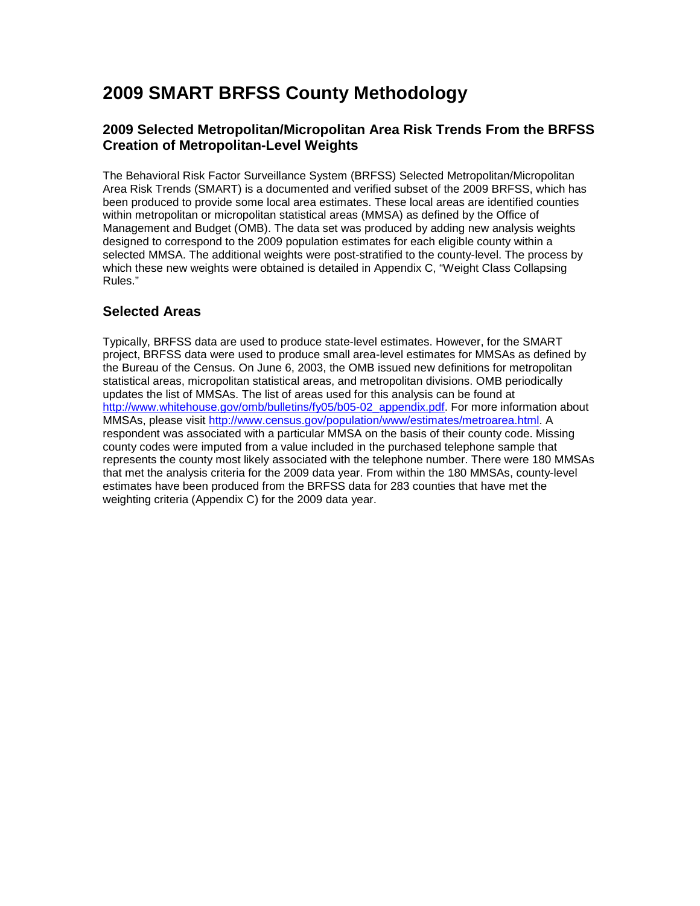# 2009 SMART BRFSS County Methodology

## 2009 Selected Metropolitan/Micropolitan Area Risk Trends From the BRFSS Creation of Metropolitan-Level Weights

The Behavioral Risk Factor Surveillance System (BRFSS) Selected Metropolitan/Micropolitan Area Risk Trends (SMART) is a documented and verified subset of the 2009 BRFSS, which has been produced to provide some local area estimates. These local areas are identified counties within metropolitan or micropolitan statistical areas (MMSA) as defined by the Office of Management and Budget (OMB). The data set was produced by adding new analysis weights designed to correspond to the 2009 population estimates for each eligible county within a selected MMSA. The additional weights were post-stratified to the county-level. The process by which these new weights were obtained is detailed in Appendix C, "Weight Class Collapsing Rules."

## Selected Areas

Typically, BRFSS data are used to produce state-level estimates. However, for the SMART project, BRFSS data were used to produce small area-level estimates for MMSAs as defined by the Bureau of the Census. On June 6, 2003, the OMB issued new definitions for metropolitan statistical areas, micropolitan statistical areas, and metropolitan divisions. OMB periodically updates the list of MMSAs. The list of areas used for this analysis can be found at [http://www.whitehouse.gov/omb/bulletins/fy05/b05-02_appendix.pdf](http://www.whitehouse.gov/omb/bulletins/fy05/b05-02_appendix.pdf). For more information about MMSAs, please visit [http://www.census.gov/population/www/estimates/metroarea.html](http://www.census.gov/population/www/estimates/metroarea.html). A respondent was associated with a particular MMSA on the basis of their county code. Missing county codes were imputed from a value included in the purchased telephone sample that represents the county most likely associated with the telephone number. There were 180 MMSAs that met the analysis criteria for the 2009 data year. From within the 180 MMSAs, county-level estimates have been produced from the BRFSS data for 283 counties that have met the weighting criteria (Appendix C) for the 2009 data year.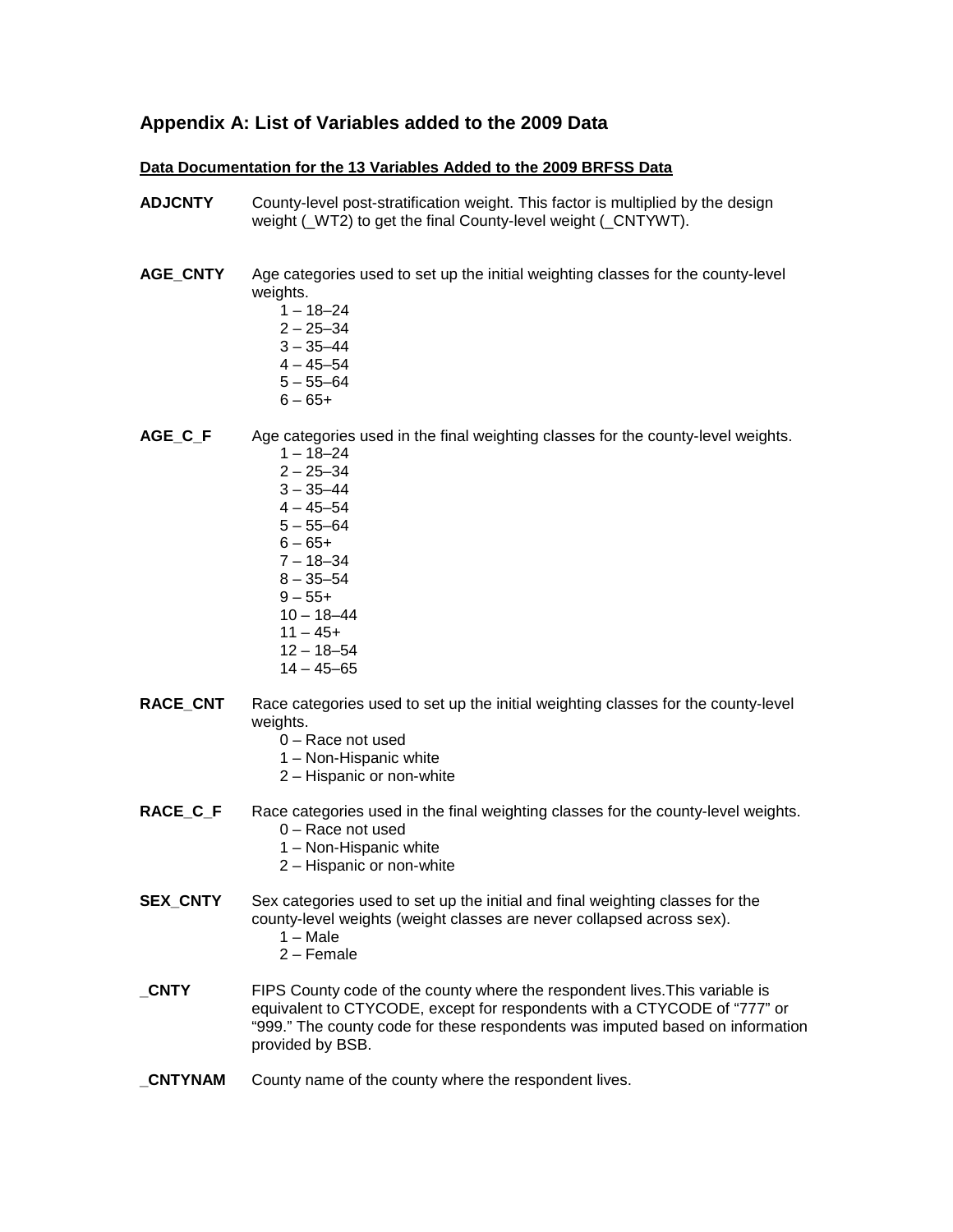## Appendix A: List of Variables added to the 2009 Data

**Data Documentation for the 13 Variables Added to the 2009 BRFSS Data**

**ADJCNTY** County-level post-stratification weight. This factor is multiplied by the design weight (_WT2) to get the final County-level weight (_CNTYWT).

**AGE_CNTY** Age categories used to set up the initial weighting classes for the county-level weights.

1 – 18–24
2 – 25–34
3 – 35–44
4 – 45–54
5 – 55–64
6 – 65+

**AGE_C_F** Age categories used in the final weighting classes for the county-level weights.

1 – 18–24
2 – 25–34
3 – 35–44
4 – 45–54
5 – 55–64
6 – 65+
7 – 18–34
8 – 35–54
9 – 55+
10 – 18–44
11 – 45+
12 – 18–54
14 – 45–65

**RACE_CNT** Race categories used to set up the initial weighting classes for the county-level weights.

0 – Race not used
1 – Non-Hispanic white
2 – Hispanic or non-white

**RACE_C_F** Race categories used in the final weighting classes for the county-level weights.

0 – Race not used
1 – Non-Hispanic white
2 – Hispanic or non-white

**SEX_CNTY** Sex categories used to set up the initial and final weighting classes for the county-level weights (weight classes are never collapsed across sex).

1 – Male
2 – Female

**_CNTY** FIPS County code of the county where the respondent lives.This variable is equivalent to CTYCODE, except for respondents with a CTYCODE of "777" or "999." The county code for these respondents was imputed based on information provided by BSB.

**_CNTYNAM** County name of the county where the respondent lives.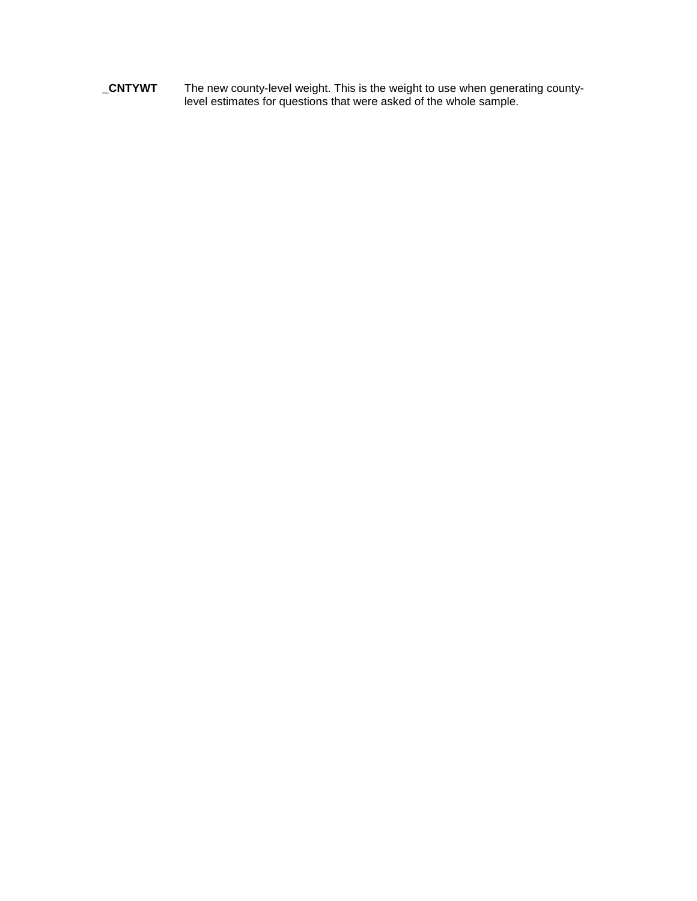**_CNTYWT** The new county-level weight. This is the weight to use when generating county-level estimates for questions that were asked of the whole sample.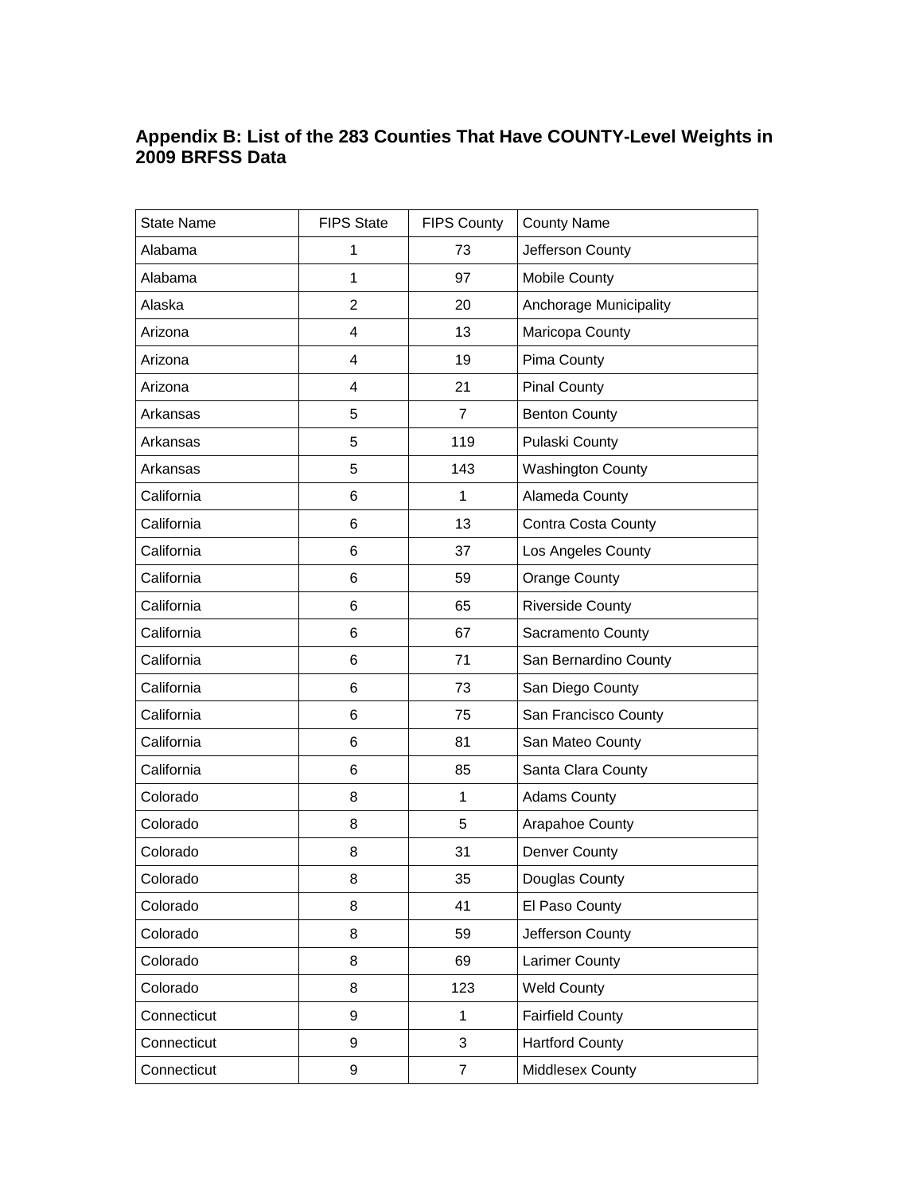## Appendix B: List of the 283 Counties That Have COUNTY-Level Weights in 2009 BRFSS Data

| State Name | FIPS State | FIPS County | County Name |
|---|---|---|---|
| Alabama | 1 | 73 | Jefferson County |
| Alabama | 1 | 97 | Mobile County |
| Alaska | 2 | 20 | Anchorage Municipality |
| Arizona | 4 | 13 | Maricopa County |
| Arizona | 4 | 19 | Pima County |
| Arizona | 4 | 21 | Pinal County |
| Arkansas | 5 | 7 | Benton County |
| Arkansas | 5 | 119 | Pulaski County |
| Arkansas | 5 | 143 | Washington County |
| California | 6 | 1 | Alameda County |
| California | 6 | 13 | Contra Costa County |
| California | 6 | 37 | Los Angeles County |
| California | 6 | 59 | Orange County |
| California | 6 | 65 | Riverside County |
| California | 6 | 67 | Sacramento County |
| California | 6 | 71 | San Bernardino County |
| California | 6 | 73 | San Diego County |
| California | 6 | 75 | San Francisco County |
| California | 6 | 81 | San Mateo County |
| California | 6 | 85 | Santa Clara County |
| Colorado | 8 | 1 | Adams County |
| Colorado | 8 | 5 | Arapahoe County |
| Colorado | 8 | 31 | Denver County |
| Colorado | 8 | 35 | Douglas County |
| Colorado | 8 | 41 | El Paso County |
| Colorado | 8 | 59 | Jefferson County |
| Colorado | 8 | 69 | Larimer County |
| Colorado | 8 | 123 | Weld County |
| Connecticut | 9 | 1 | Fairfield County |
| Connecticut | 9 | 3 | Hartford County |
| Connecticut | 9 | 7 | Middlesex County |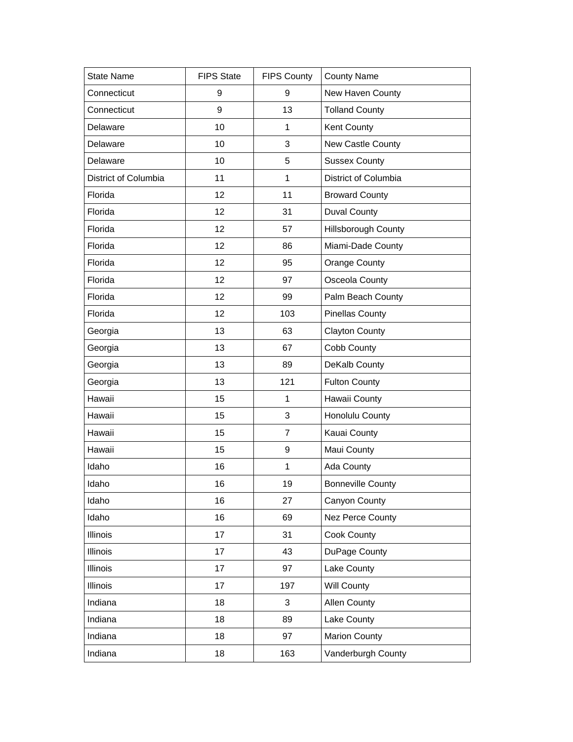| State Name | FIPS State | FIPS County | County Name |
| --- | --- | --- | --- |
| Connecticut | 9 | 9 | New Haven County |
| Connecticut | 9 | 13 | Tolland County |
| Delaware | 10 | 1 | Kent County |
| Delaware | 10 | 3 | New Castle County |
| Delaware | 10 | 5 | Sussex County |
| District of Columbia | 11 | 1 | District of Columbia |
| Florida | 12 | 11 | Broward County |
| Florida | 12 | 31 | Duval County |
| Florida | 12 | 57 | Hillsborough County |
| Florida | 12 | 86 | Miami-Dade County |
| Florida | 12 | 95 | Orange County |
| Florida | 12 | 97 | Osceola County |
| Florida | 12 | 99 | Palm Beach County |
| Florida | 12 | 103 | Pinellas County |
| Georgia | 13 | 63 | Clayton County |
| Georgia | 13 | 67 | Cobb County |
| Georgia | 13 | 89 | DeKalb County |
| Georgia | 13 | 121 | Fulton County |
| Hawaii | 15 | 1 | Hawaii County |
| Hawaii | 15 | 3 | Honolulu County |
| Hawaii | 15 | 7 | Kauai County |
| Hawaii | 15 | 9 | Maui County |
| Idaho | 16 | 1 | Ada County |
| Idaho | 16 | 19 | Bonneville County |
| Idaho | 16 | 27 | Canyon County |
| Idaho | 16 | 69 | Nez Perce County |
| Illinois | 17 | 31 | Cook County |
| Illinois | 17 | 43 | DuPage County |
| Illinois | 17 | 97 | Lake County |
| Illinois | 17 | 197 | Will County |
| Indiana | 18 | 3 | Allen County |
| Indiana | 18 | 89 | Lake County |
| Indiana | 18 | 97 | Marion County |
| Indiana | 18 | 163 | Vanderburgh County |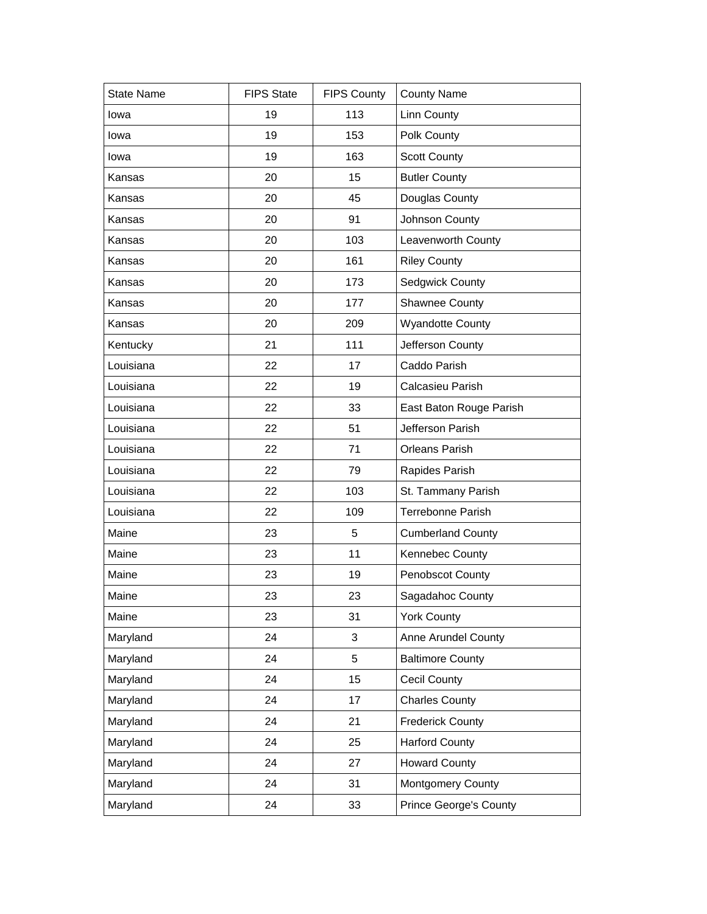| State Name | FIPS State | FIPS County | County Name |
| --- | --- | --- | --- |
| Iowa | 19 | 113 | Linn County |
| Iowa | 19 | 153 | Polk County |
| Iowa | 19 | 163 | Scott County |
| Kansas | 20 | 15 | Butler County |
| Kansas | 20 | 45 | Douglas County |
| Kansas | 20 | 91 | Johnson County |
| Kansas | 20 | 103 | Leavenworth County |
| Kansas | 20 | 161 | Riley County |
| Kansas | 20 | 173 | Sedgwick County |
| Kansas | 20 | 177 | Shawnee County |
| Kansas | 20 | 209 | Wyandotte County |
| Kentucky | 21 | 111 | Jefferson County |
| Louisiana | 22 | 17 | Caddo Parish |
| Louisiana | 22 | 19 | Calcasieu Parish |
| Louisiana | 22 | 33 | East Baton Rouge Parish |
| Louisiana | 22 | 51 | Jefferson Parish |
| Louisiana | 22 | 71 | Orleans Parish |
| Louisiana | 22 | 79 | Rapides Parish |
| Louisiana | 22 | 103 | St. Tammany Parish |
| Louisiana | 22 | 109 | Terrebonne Parish |
| Maine | 23 | 5 | Cumberland County |
| Maine | 23 | 11 | Kennebec County |
| Maine | 23 | 19 | Penobscot County |
| Maine | 23 | 23 | Sagadahoc County |
| Maine | 23 | 31 | York County |
| Maryland | 24 | 3 | Anne Arundel County |
| Maryland | 24 | 5 | Baltimore County |
| Maryland | 24 | 15 | Cecil County |
| Maryland | 24 | 17 | Charles County |
| Maryland | 24 | 21 | Frederick County |
| Maryland | 24 | 25 | Harford County |
| Maryland | 24 | 27 | Howard County |
| Maryland | 24 | 31 | Montgomery County |
| Maryland | 24 | 33 | Prince George's County |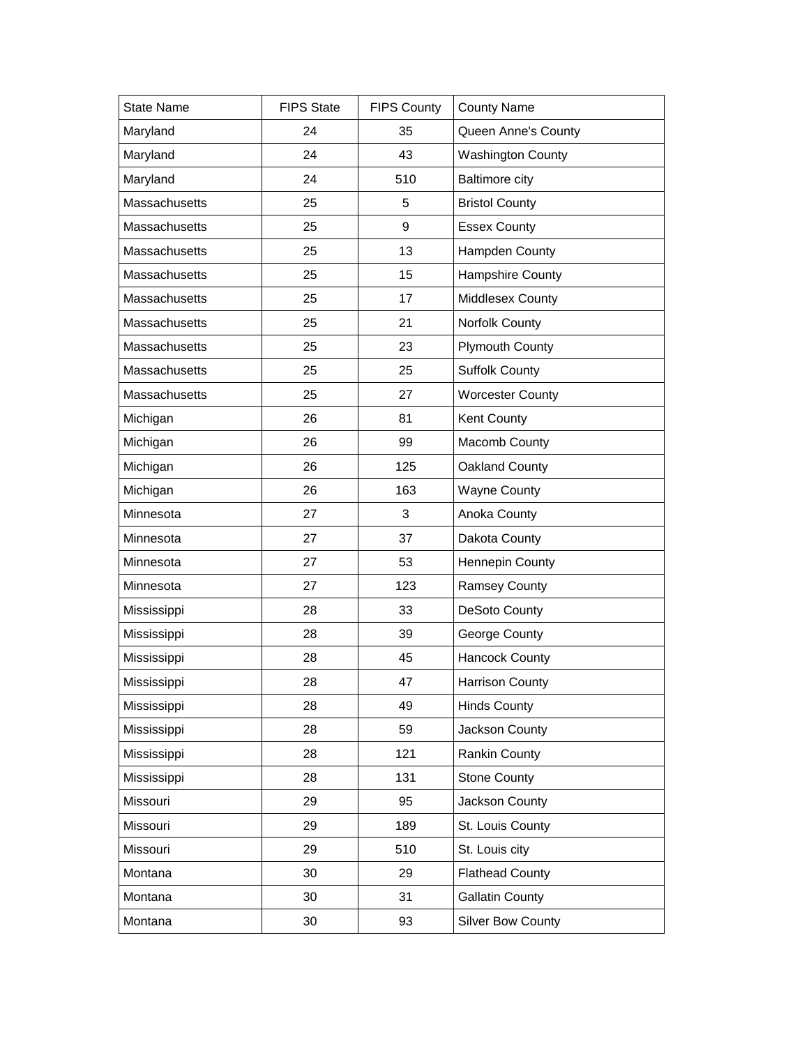| State Name | FIPS State | FIPS County | County Name |
|---|---|---|---|
| Maryland | 24 | 35 | Queen Anne's County |
| Maryland | 24 | 43 | Washington County |
| Maryland | 24 | 510 | Baltimore city |
| Massachusetts | 25 | 5 | Bristol County |
| Massachusetts | 25 | 9 | Essex County |
| Massachusetts | 25 | 13 | Hampden County |
| Massachusetts | 25 | 15 | Hampshire County |
| Massachusetts | 25 | 17 | Middlesex County |
| Massachusetts | 25 | 21 | Norfolk County |
| Massachusetts | 25 | 23 | Plymouth County |
| Massachusetts | 25 | 25 | Suffolk County |
| Massachusetts | 25 | 27 | Worcester County |
| Michigan | 26 | 81 | Kent County |
| Michigan | 26 | 99 | Macomb County |
| Michigan | 26 | 125 | Oakland County |
| Michigan | 26 | 163 | Wayne County |
| Minnesota | 27 | 3 | Anoka County |
| Minnesota | 27 | 37 | Dakota County |
| Minnesota | 27 | 53 | Hennepin County |
| Minnesota | 27 | 123 | Ramsey County |
| Mississippi | 28 | 33 | DeSoto County |
| Mississippi | 28 | 39 | George County |
| Mississippi | 28 | 45 | Hancock County |
| Mississippi | 28 | 47 | Harrison County |
| Mississippi | 28 | 49 | Hinds County |
| Mississippi | 28 | 59 | Jackson County |
| Mississippi | 28 | 121 | Rankin County |
| Mississippi | 28 | 131 | Stone County |
| Missouri | 29 | 95 | Jackson County |
| Missouri | 29 | 189 | St. Louis County |
| Missouri | 29 | 510 | St. Louis city |
| Montana | 30 | 29 | Flathead County |
| Montana | 30 | 31 | Gallatin County |
| Montana | 30 | 93 | Silver Bow County |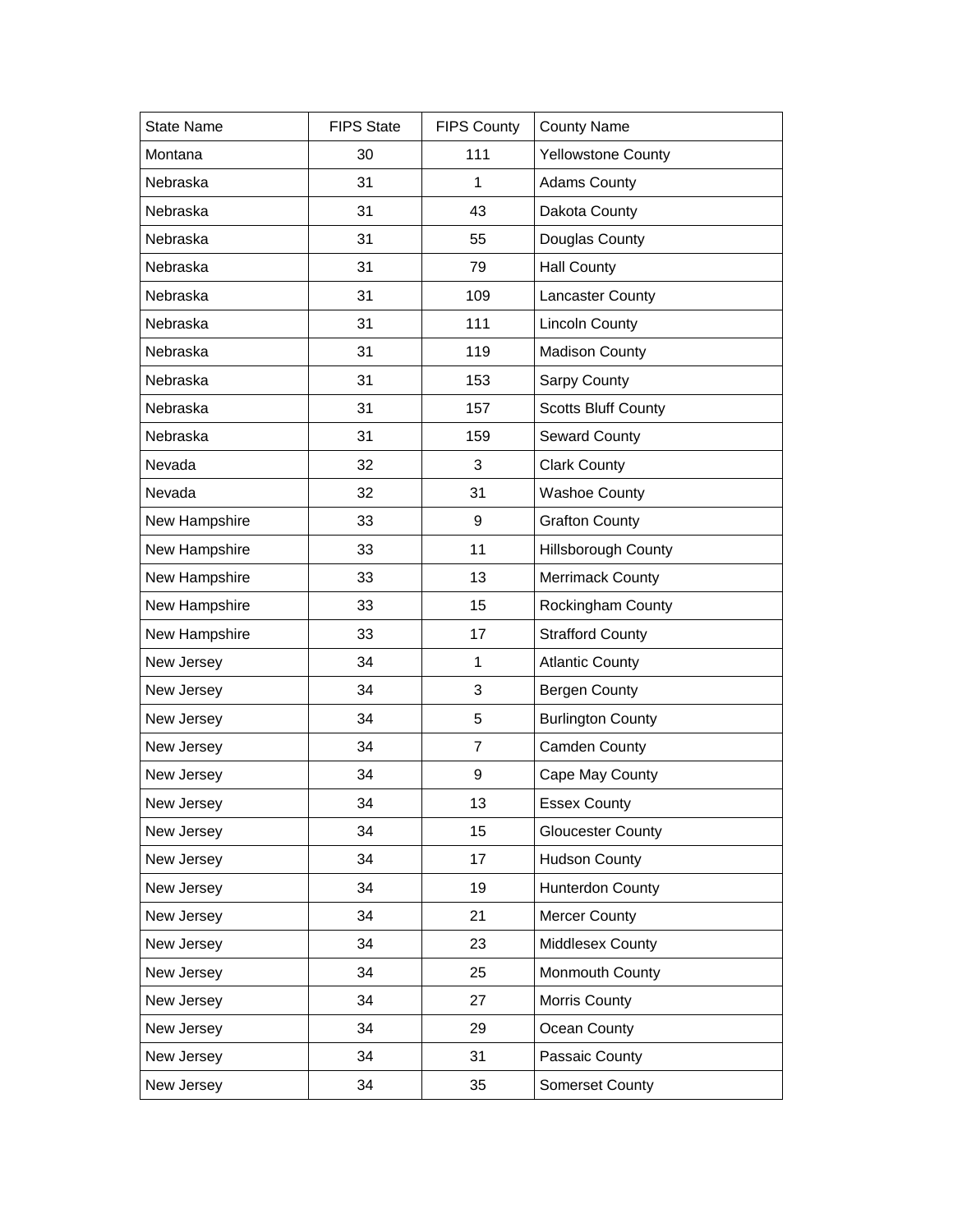| State Name | FIPS State | FIPS County | County Name |
| --- | --- | --- | --- |
| Montana | 30 | 111 | Yellowstone County |
| Nebraska | 31 | 1 | Adams County |
| Nebraska | 31 | 43 | Dakota County |
| Nebraska | 31 | 55 | Douglas County |
| Nebraska | 31 | 79 | Hall County |
| Nebraska | 31 | 109 | Lancaster County |
| Nebraska | 31 | 111 | Lincoln County |
| Nebraska | 31 | 119 | Madison County |
| Nebraska | 31 | 153 | Sarpy County |
| Nebraska | 31 | 157 | Scotts Bluff County |
| Nebraska | 31 | 159 | Seward County |
| Nevada | 32 | 3 | Clark County |
| Nevada | 32 | 31 | Washoe County |
| New Hampshire | 33 | 9 | Grafton County |
| New Hampshire | 33 | 11 | Hillsborough County |
| New Hampshire | 33 | 13 | Merrimack County |
| New Hampshire | 33 | 15 | Rockingham County |
| New Hampshire | 33 | 17 | Strafford County |
| New Jersey | 34 | 1 | Atlantic County |
| New Jersey | 34 | 3 | Bergen County |
| New Jersey | 34 | 5 | Burlington County |
| New Jersey | 34 | 7 | Camden County |
| New Jersey | 34 | 9 | Cape May County |
| New Jersey | 34 | 13 | Essex County |
| New Jersey | 34 | 15 | Gloucester County |
| New Jersey | 34 | 17 | Hudson County |
| New Jersey | 34 | 19 | Hunterdon County |
| New Jersey | 34 | 21 | Mercer County |
| New Jersey | 34 | 23 | Middlesex County |
| New Jersey | 34 | 25 | Monmouth County |
| New Jersey | 34 | 27 | Morris County |
| New Jersey | 34 | 29 | Ocean County |
| New Jersey | 34 | 31 | Passaic County |
| New Jersey | 34 | 35 | Somerset County |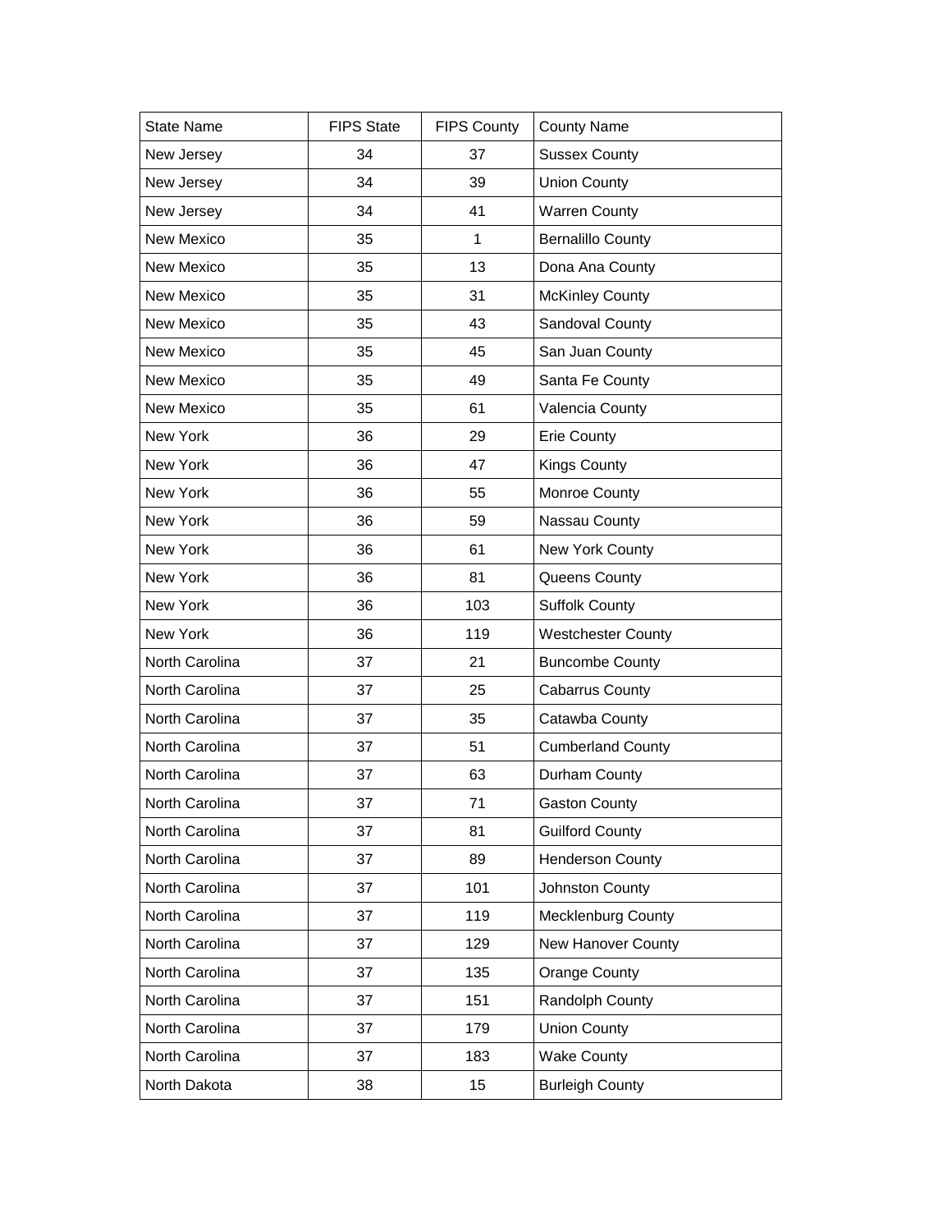| State Name | FIPS State | FIPS County | County Name |
|---|---|---|---|
| New Jersey | 34 | 37 | Sussex County |
| New Jersey | 34 | 39 | Union County |
| New Jersey | 34 | 41 | Warren County |
| New Mexico | 35 | 1 | Bernalillo County |
| New Mexico | 35 | 13 | Dona Ana County |
| New Mexico | 35 | 31 | McKinley County |
| New Mexico | 35 | 43 | Sandoval County |
| New Mexico | 35 | 45 | San Juan County |
| New Mexico | 35 | 49 | Santa Fe County |
| New Mexico | 35 | 61 | Valencia County |
| New York | 36 | 29 | Erie County |
| New York | 36 | 47 | Kings County |
| New York | 36 | 55 | Monroe County |
| New York | 36 | 59 | Nassau County |
| New York | 36 | 61 | New York County |
| New York | 36 | 81 | Queens County |
| New York | 36 | 103 | Suffolk County |
| New York | 36 | 119 | Westchester County |
| North Carolina | 37 | 21 | Buncombe County |
| North Carolina | 37 | 25 | Cabarrus County |
| North Carolina | 37 | 35 | Catawba County |
| North Carolina | 37 | 51 | Cumberland County |
| North Carolina | 37 | 63 | Durham County |
| North Carolina | 37 | 71 | Gaston County |
| North Carolina | 37 | 81 | Guilford County |
| North Carolina | 37 | 89 | Henderson County |
| North Carolina | 37 | 101 | Johnston County |
| North Carolina | 37 | 119 | Mecklenburg County |
| North Carolina | 37 | 129 | New Hanover County |
| North Carolina | 37 | 135 | Orange County |
| North Carolina | 37 | 151 | Randolph County |
| North Carolina | 37 | 179 | Union County |
| North Carolina | 37 | 183 | Wake County |
| North Dakota | 38 | 15 | Burleigh County |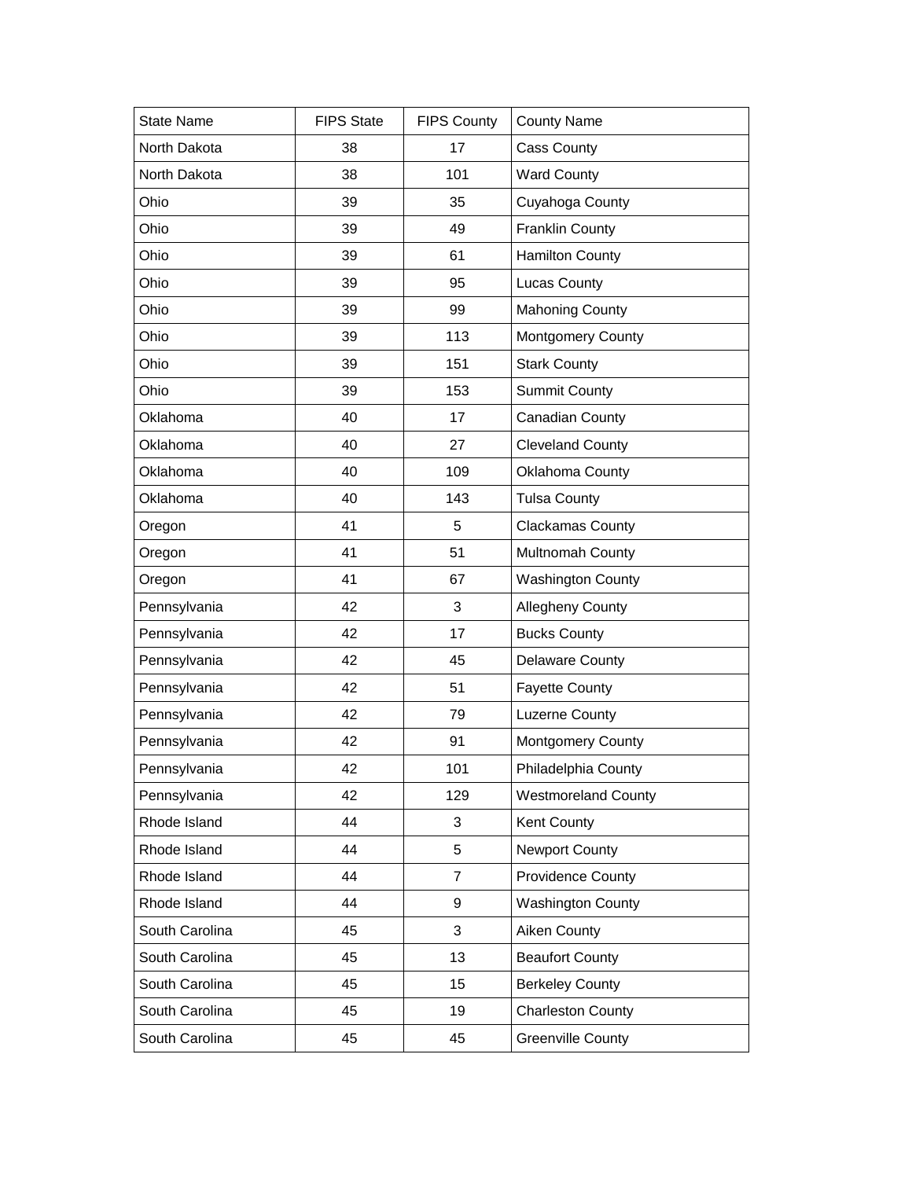| State Name | FIPS State | FIPS County | County Name |
|---|---|---|---|
| North Dakota | 38 | 17 | Cass County |
| North Dakota | 38 | 101 | Ward County |
| Ohio | 39 | 35 | Cuyahoga County |
| Ohio | 39 | 49 | Franklin County |
| Ohio | 39 | 61 | Hamilton County |
| Ohio | 39 | 95 | Lucas County |
| Ohio | 39 | 99 | Mahoning County |
| Ohio | 39 | 113 | Montgomery County |
| Ohio | 39 | 151 | Stark County |
| Ohio | 39 | 153 | Summit County |
| Oklahoma | 40 | 17 | Canadian County |
| Oklahoma | 40 | 27 | Cleveland County |
| Oklahoma | 40 | 109 | Oklahoma County |
| Oklahoma | 40 | 143 | Tulsa County |
| Oregon | 41 | 5 | Clackamas County |
| Oregon | 41 | 51 | Multnomah County |
| Oregon | 41 | 67 | Washington County |
| Pennsylvania | 42 | 3 | Allegheny County |
| Pennsylvania | 42 | 17 | Bucks County |
| Pennsylvania | 42 | 45 | Delaware County |
| Pennsylvania | 42 | 51 | Fayette County |
| Pennsylvania | 42 | 79 | Luzerne County |
| Pennsylvania | 42 | 91 | Montgomery County |
| Pennsylvania | 42 | 101 | Philadelphia County |
| Pennsylvania | 42 | 129 | Westmoreland County |
| Rhode Island | 44 | 3 | Kent County |
| Rhode Island | 44 | 5 | Newport County |
| Rhode Island | 44 | 7 | Providence County |
| Rhode Island | 44 | 9 | Washington County |
| South Carolina | 45 | 3 | Aiken County |
| South Carolina | 45 | 13 | Beaufort County |
| South Carolina | 45 | 15 | Berkeley County |
| South Carolina | 45 | 19 | Charleston County |
| South Carolina | 45 | 45 | Greenville County |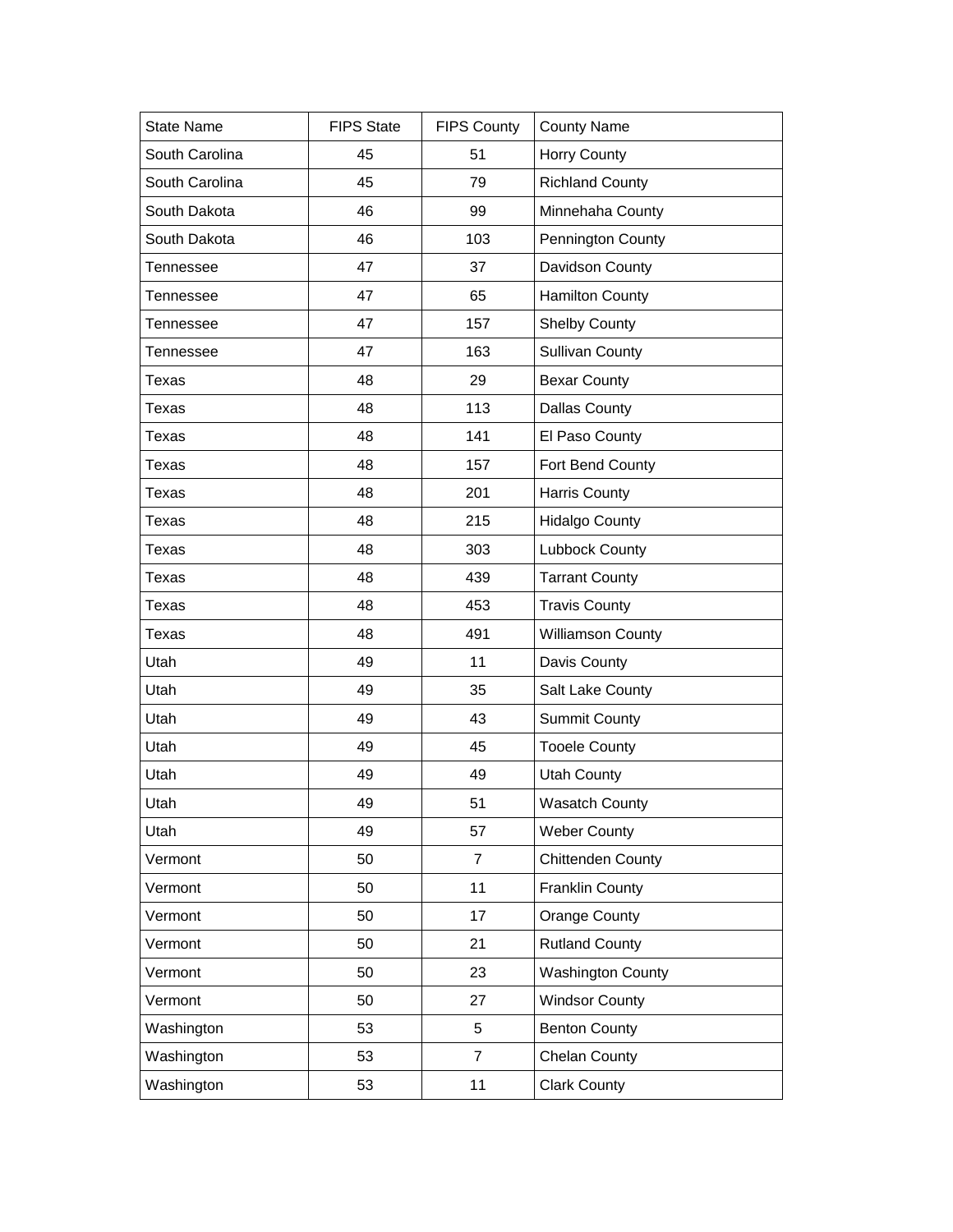| State Name | FIPS State | FIPS County | County Name |
| --- | --- | --- | --- |
| South Carolina | 45 | 51 | Horry County |
| South Carolina | 45 | 79 | Richland County |
| South Dakota | 46 | 99 | Minnehaha County |
| South Dakota | 46 | 103 | Pennington County |
| Tennessee | 47 | 37 | Davidson County |
| Tennessee | 47 | 65 | Hamilton County |
| Tennessee | 47 | 157 | Shelby County |
| Tennessee | 47 | 163 | Sullivan County |
| Texas | 48 | 29 | Bexar County |
| Texas | 48 | 113 | Dallas County |
| Texas | 48 | 141 | El Paso County |
| Texas | 48 | 157 | Fort Bend County |
| Texas | 48 | 201 | Harris County |
| Texas | 48 | 215 | Hidalgo County |
| Texas | 48 | 303 | Lubbock County |
| Texas | 48 | 439 | Tarrant County |
| Texas | 48 | 453 | Travis County |
| Texas | 48 | 491 | Williamson County |
| Utah | 49 | 11 | Davis County |
| Utah | 49 | 35 | Salt Lake County |
| Utah | 49 | 43 | Summit County |
| Utah | 49 | 45 | Tooele County |
| Utah | 49 | 49 | Utah County |
| Utah | 49 | 51 | Wasatch County |
| Utah | 49 | 57 | Weber County |
| Vermont | 50 | 7 | Chittenden County |
| Vermont | 50 | 11 | Franklin County |
| Vermont | 50 | 17 | Orange County |
| Vermont | 50 | 21 | Rutland County |
| Vermont | 50 | 23 | Washington County |
| Vermont | 50 | 27 | Windsor County |
| Washington | 53 | 5 | Benton County |
| Washington | 53 | 7 | Chelan County |
| Washington | 53 | 11 | Clark County |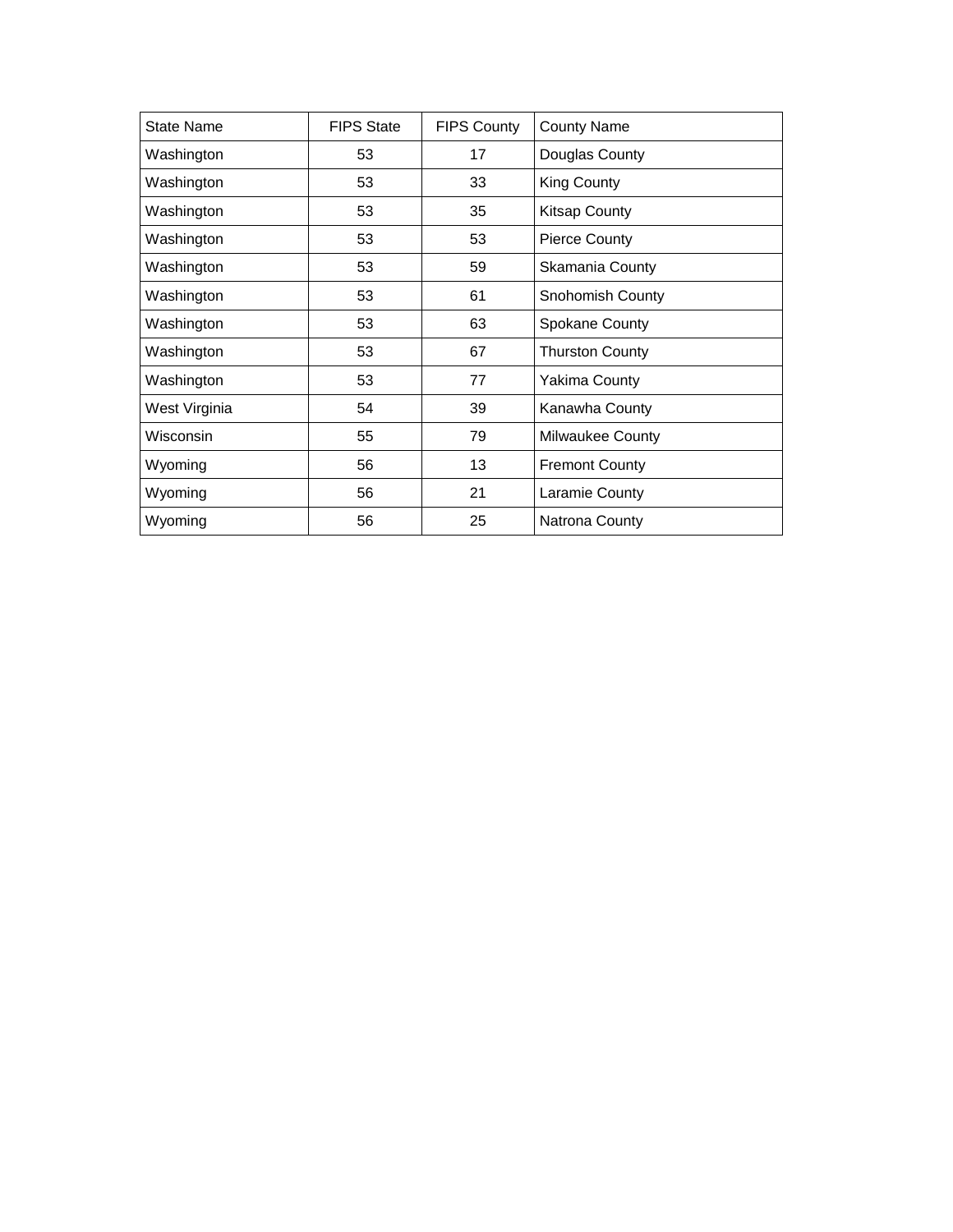| State Name | FIPS State | FIPS County | County Name |
|---|---|---|---|
| Washington | 53 | 17 | Douglas County |
| Washington | 53 | 33 | King County |
| Washington | 53 | 35 | Kitsap County |
| Washington | 53 | 53 | Pierce County |
| Washington | 53 | 59 | Skamania County |
| Washington | 53 | 61 | Snohomish County |
| Washington | 53 | 63 | Spokane County |
| Washington | 53 | 67 | Thurston County |
| Washington | 53 | 77 | Yakima County |
| West Virginia | 54 | 39 | Kanawha County |
| Wisconsin | 55 | 79 | Milwaukee County |
| Wyoming | 56 | 13 | Fremont County |
| Wyoming | 56 | 21 | Laramie County |
| Wyoming | 56 | 25 | Natrona County |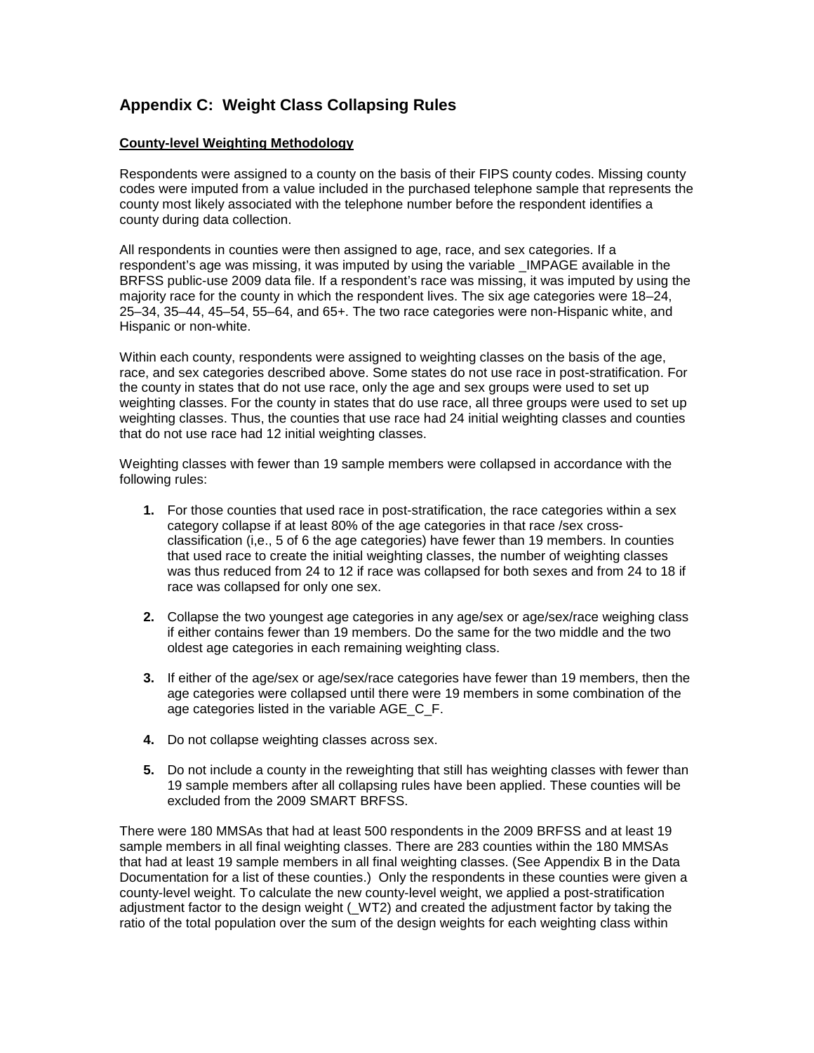## Appendix C: Weight Class Collapsing Rules

**County-level Weighting Methodology**

Respondents were assigned to a county on the basis of their FIPS county codes. Missing county codes were imputed from a value included in the purchased telephone sample that represents the county most likely associated with the telephone number before the respondent identifies a county during data collection.

All respondents in counties were then assigned to age, race, and sex categories. If a respondent's age was missing, it was imputed by using the variable _IMPAGE available in the BRFSS public-use 2009 data file. If a respondent's race was missing, it was imputed by using the majority race for the county in which the respondent lives. The six age categories were 18–24, 25–34, 35–44, 45–54, 55–64, and 65+. The two race categories were non-Hispanic white, and Hispanic or non-white.

Within each county, respondents were assigned to weighting classes on the basis of the age, race, and sex categories described above. Some states do not use race in post-stratification. For the county in states that do not use race, only the age and sex groups were used to set up weighting classes. For the county in states that do use race, all three groups were used to set up weighting classes. Thus, the counties that use race had 24 initial weighting classes and counties that do not use race had 12 initial weighting classes.

Weighting classes with fewer than 19 sample members were collapsed in accordance with the following rules:

1. For those counties that used race in post-stratification, the race categories within a sex category collapse if at least 80% of the age categories in that race /sex cross-classification (i,e., 5 of 6 the age categories) have fewer than 19 members. In counties that used race to create the initial weighting classes, the number of weighting classes was thus reduced from 24 to 12 if race was collapsed for both sexes and from 24 to 18 if race was collapsed for only one sex.

2. Collapse the two youngest age categories in any age/sex or age/sex/race weighing class if either contains fewer than 19 members. Do the same for the two middle and the two oldest age categories in each remaining weighting class.

3. If either of the age/sex or age/sex/race categories have fewer than 19 members, then the age categories were collapsed until there were 19 members in some combination of the age categories listed in the variable AGE_C_F.

4. Do not collapse weighting classes across sex.

5. Do not include a county in the reweighting that still has weighting classes with fewer than 19 sample members after all collapsing rules have been applied. These counties will be excluded from the 2009 SMART BRFSS.

There were 180 MMSAs that had at least 500 respondents in the 2009 BRFSS and at least 19 sample members in all final weighting classes. There are 283 counties within the 180 MMSAs that had at least 19 sample members in all final weighting classes. (See Appendix B in the Data Documentation for a list of these counties.) Only the respondents in these counties were given a county-level weight. To calculate the new county-level weight, we applied a post-stratification adjustment factor to the design weight (_WT2) and created the adjustment factor by taking the ratio of the total population over the sum of the design weights for each weighting class within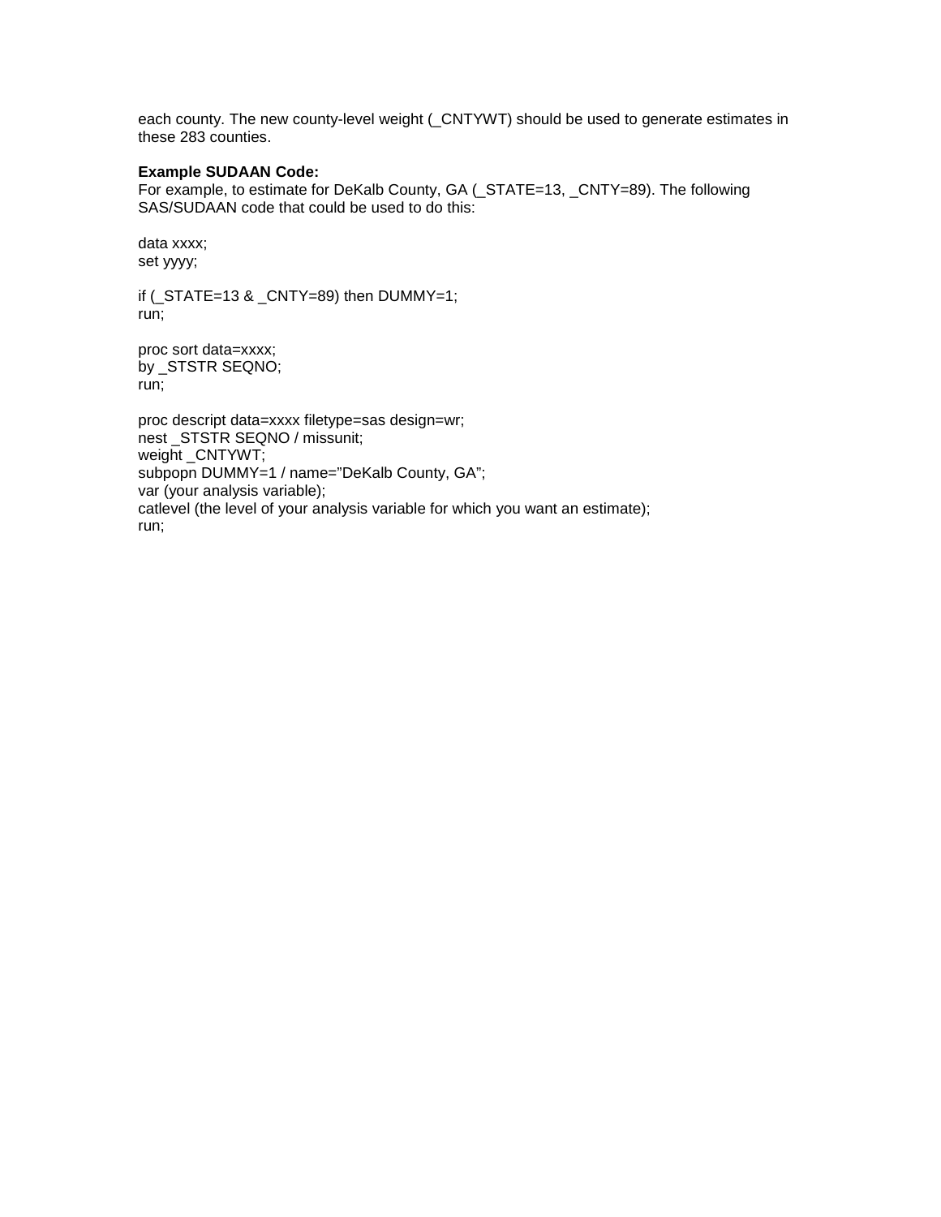each county. The new county-level weight (_CNTYWT) should be used to generate estimates in these 283 counties.

**Example SUDAAN Code:**
For example, to estimate for DeKalb County, GA (_STATE=13, _CNTY=89). The following SAS/SUDAAN code that could be used to do this:

```
data xxxx;
set yyyy;

if (_STATE=13 & _CNTY=89) then DUMMY=1;
run;

proc sort data=xxxx;
by _STSTR SEQNO;
run;

proc descript data=xxxx filetype=sas design=wr;
nest _STSTR SEQNO / missunit;
weight _CNTYWT;
subpopn DUMMY=1 / name="DeKalb County, GA";
var (your analysis variable);
catlevel (the level of your analysis variable for which you want an estimate);
run;
```